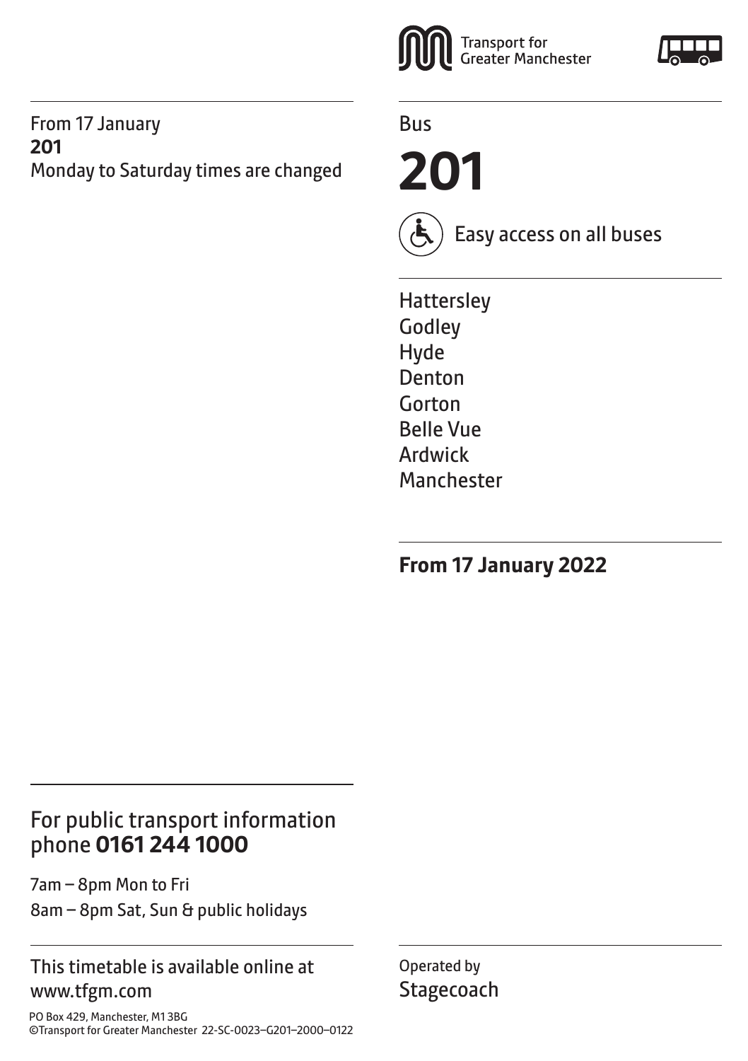From 17 January
**201**
Monday to Saturday times are changed

Transport for Greater Manchester

Bus

# 201

Easy access on all buses

Hattersley
Godley
Hyde
Denton
Gorton
Belle Vue
Ardwick
Manchester

**From 17 January 2022**

For public transport information phone **0161 244 1000**

7am – 8pm Mon to Fri
8am – 8pm Sat, Sun & public holidays

This timetable is available online at www.tfgm.com

PO Box 429, Manchester, M1 3BG
©Transport for Greater Manchester 22-SC-0023–G201–2000–0122

Operated by
Stagecoach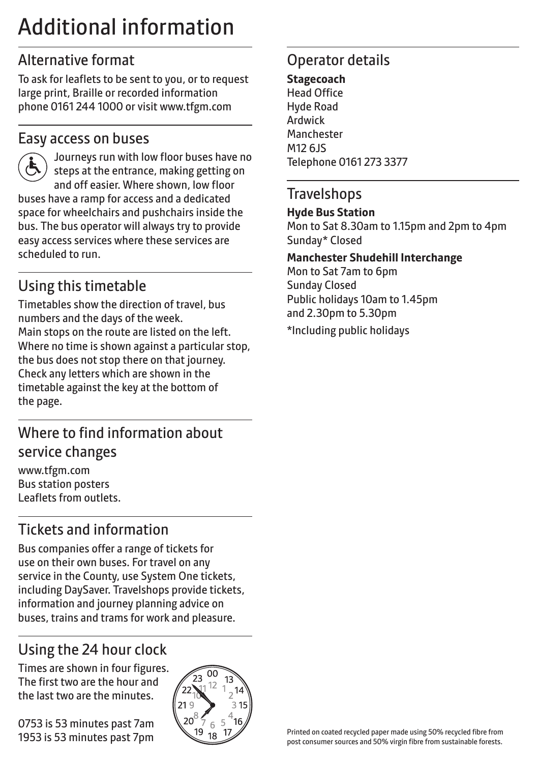# Additional information

## Alternative format

To ask for leaflets to be sent to you, or to request large print, Braille or recorded information phone 0161 244 1000 or visit www.tfgm.com

## Easy access on buses

Journeys run with low floor buses have no steps at the entrance, making getting on and off easier. Where shown, low floor buses have a ramp for access and a dedicated space for wheelchairs and pushchairs inside the bus. The bus operator will always try to provide easy access services where these services are scheduled to run.

## Using this timetable

Timetables show the direction of travel, bus numbers and the days of the week.
Main stops on the route are listed on the left. Where no time is shown against a particular stop, the bus does not stop there on that journey. Check any letters which are shown in the timetable against the key at the bottom of the page.

## Where to find information about service changes

www.tfgm.com
Bus station posters
Leaflets from outlets.

## Tickets and information

Bus companies offer a range of tickets for use on their own buses. For travel on any service in the County, use System One tickets, including DaySaver. Travelshops provide tickets, information and journey planning advice on buses, trains and trams for work and pleasure.

## Using the 24 hour clock

Times are shown in four figures. The first two are the hour and the last two are the minutes.

0753 is 53 minutes past 7am
1953 is 53 minutes past 7pm

## Operator details

**Stagecoach**
Head Office
Hyde Road
Ardwick
Manchester
M12 6JS
Telephone 0161 273 3377

## Travelshops

**Hyde Bus Station**
Mon to Sat 8.30am to 1.15pm and 2pm to 4pm
Sunday* Closed

**Manchester Shudehill Interchange**
Mon to Sat 7am to 6pm
Sunday Closed
Public holidays 10am to 1.45pm and 2.30pm to 5.30pm

*Including public holidays

Printed on coated recycled paper made using 50% recycled fibre from post consumer sources and 50% virgin fibre from sustainable forests.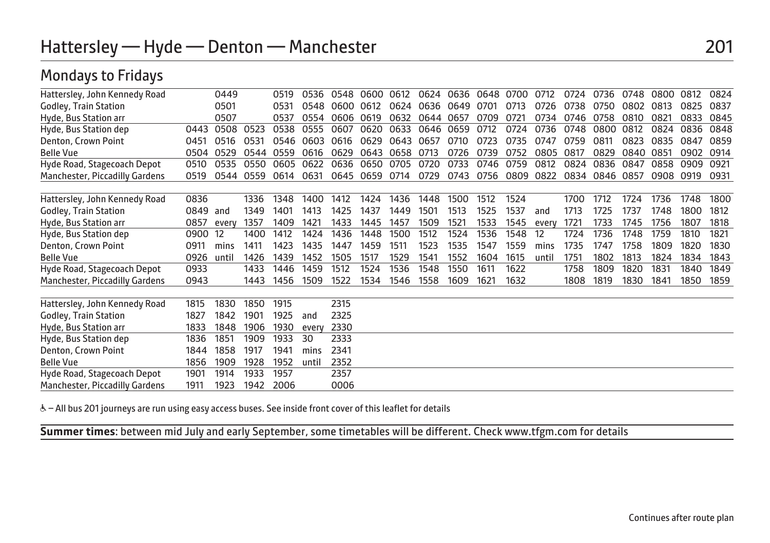# Hattersley — Hyde — Denton — Manchester

## Mondays to Fridays

| | | | | | | | | | | | | | | | | | | | |
|---|---|---|---|---|---|---|---|---|---|---|---|---|---|---|---|---|---|---|---|
| Hattersley, John Kennedy Road | | 0449 | | 0519 | 0536 | 0548 | 0600 | 0612 | 0624 | 0636 | 0648 | 0700 | 0712 | 0724 | 0736 | 0748 | 0800 | 0812 | 0824 |
| Godley, Train Station | | 0501 | | 0531 | 0548 | 0600 | 0612 | 0624 | 0636 | 0649 | 0701 | 0713 | 0726 | 0738 | 0750 | 0802 | 0813 | 0825 | 0837 |
| Hyde, Bus Station arr | | 0507 | | 0537 | 0554 | 0606 | 0619 | 0632 | 0644 | 0657 | 0709 | 0721 | 0734 | 0746 | 0758 | 0810 | 0821 | 0833 | 0845 |
| Hyde, Bus Station dep | 0443 | 0508 | 0523 | 0538 | 0555 | 0607 | 0620 | 0633 | 0646 | 0659 | 0712 | 0724 | 0736 | 0748 | 0800 | 0812 | 0824 | 0836 | 0848 |
| Denton, Crown Point | 0451 | 0516 | 0531 | 0546 | 0603 | 0616 | 0629 | 0643 | 0657 | 0710 | 0723 | 0735 | 0747 | 0759 | 0811 | 0823 | 0835 | 0847 | 0859 |
| Belle Vue | 0504 | 0529 | 0544 | 0559 | 0616 | 0629 | 0643 | 0658 | 0713 | 0726 | 0739 | 0752 | 0805 | 0817 | 0829 | 0840 | 0851 | 0902 | 0914 |
| Hyde Road, Stagecoach Depot | 0510 | 0535 | 0550 | 0605 | 0622 | 0636 | 0650 | 0705 | 0720 | 0733 | 0746 | 0759 | 0812 | 0824 | 0836 | 0847 | 0858 | 0909 | 0921 |
| Manchester, Piccadilly Gardens | 0519 | 0544 | 0559 | 0614 | 0631 | 0645 | 0659 | 0714 | 0729 | 0743 | 0756 | 0809 | 0822 | 0834 | 0846 | 0857 | 0908 | 0919 | 0931 |

| | | | | | | | | | | | | | | | | | | | |
|---|---|---|---|---|---|---|---|---|---|---|---|---|---|---|---|---|---|---|---|
| Hattersley, John Kennedy Road | 0836 | | 1336 | 1348 | 1400 | 1412 | 1424 | 1436 | 1448 | 1500 | 1512 | 1524 | | 1700 | 1712 | 1724 | 1736 | 1748 | 1800 |
| Godley, Train Station | 0849 | and | 1349 | 1401 | 1413 | 1425 | 1437 | 1449 | 1501 | 1513 | 1525 | 1537 | and | 1713 | 1725 | 1737 | 1748 | 1800 | 1812 |
| Hyde, Bus Station arr | 0857 | every | 1357 | 1409 | 1421 | 1433 | 1445 | 1457 | 1509 | 1521 | 1533 | 1545 | every | 1721 | 1733 | 1745 | 1756 | 1807 | 1818 |
| Hyde, Bus Station dep | 0900 | 12 | 1400 | 1412 | 1424 | 1436 | 1448 | 1500 | 1512 | 1524 | 1536 | 1548 | 12 | 1724 | 1736 | 1748 | 1759 | 1810 | 1821 |
| Denton, Crown Point | 0911 | mins | 1411 | 1423 | 1435 | 1447 | 1459 | 1511 | 1523 | 1535 | 1547 | 1559 | mins | 1735 | 1747 | 1758 | 1809 | 1820 | 1830 |
| Belle Vue | 0926 | until | 1426 | 1439 | 1452 | 1505 | 1517 | 1529 | 1541 | 1552 | 1604 | 1615 | until | 1751 | 1802 | 1813 | 1824 | 1834 | 1843 |
| Hyde Road, Stagecoach Depot | 0933 | | 1433 | 1446 | 1459 | 1512 | 1524 | 1536 | 1548 | 1550 | 1611 | 1622 | | 1758 | 1809 | 1820 | 1831 | 1840 | 1849 |
| Manchester, Piccadilly Gardens | 0943 | | 1443 | 1456 | 1509 | 1522 | 1534 | 1546 | 1558 | 1609 | 1621 | 1632 | | 1808 | 1819 | 1830 | 1841 | 1850 | 1859 |

| | | | | | | |
|---|---|---|---|---|---|---|
| Hattersley, John Kennedy Road | 1815 | 1830 | 1850 | 1915 | | 2315 |
| Godley, Train Station | 1827 | 1842 | 1901 | 1925 | and | 2325 |
| Hyde, Bus Station arr | 1833 | 1848 | 1906 | 1930 | every | 2330 |
| Hyde, Bus Station dep | 1836 | 1851 | 1909 | 1933 | 30 | 2333 |
| Denton, Crown Point | 1844 | 1858 | 1917 | 1941 | mins | 2341 |
| Belle Vue | 1856 | 1909 | 1928 | 1952 | until | 2352 |
| Hyde Road, Stagecoach Depot | 1901 | 1914 | 1933 | 1957 | | 2357 |
| Manchester, Piccadilly Gardens | 1911 | 1923 | 1942 | 2006 | | 0006 |

♿ – All bus 201 journeys are run using easy access buses. See inside front cover of this leaflet for details

**Summer times**: between mid July and early September, some timetables will be different. Check www.tfgm.com for details

Continues after route plan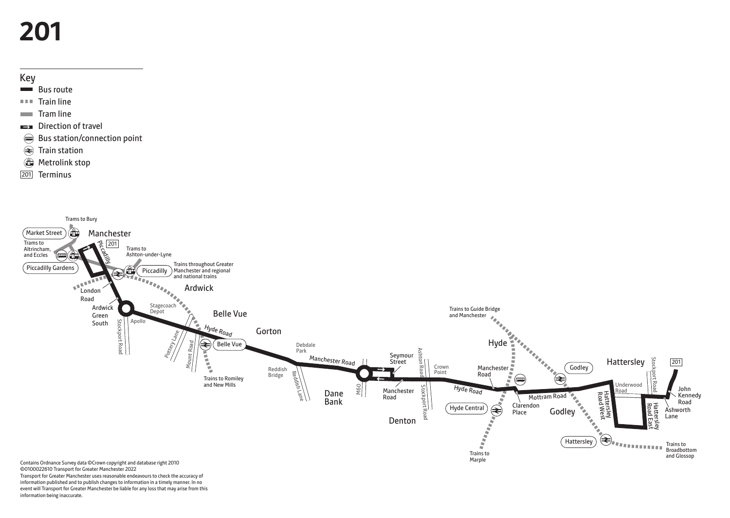# 201

## Key

- Bus route
- Train line
- Tram line
- Direction of travel
- Bus station/connection point
- Train station
- Metrolink stop
- 201 Terminus

Trams to Bury

Market Street

Manchester

Trams to Altrincham, and Eccles

Piccadilly

201

Trams to Ashton-under-Lyne

Piccadilly Gardens

Piccadilly

Trains throughout Greater Manchester and regional and national trains

Ardwick

London Road

Ardwick Green South

Stagecoach Depot

Apollo

Stockport Road

Belle Vue

Pottery Lane

Mount Road

Hyde Road

Belle Vue

Trains to Romiley and New Mills

Gorton

Debdale Park

Manchester Road

Reddish Bridge

Reddish Lane

Dane Bank

M60

Seymour Street

Manchester Road

Ashton Road

Crown Point

Stockport Road

Denton

Trains to Guide Bridge and Manchester

Hyde

Manchester Road

Hyde Road

Hyde Central

Trains to Marple

Clarendon Place

Mottram Road

Godley

Godley

Hattersley

Hattersley

Underwood Road

Hattersley Road West

Stockport Road

Hattersley Road East

201

John Kennedy Road

Ashworth Lane

Trains to Broadbottom and Glossop

Contains Ordnance Survey data ©Crown copyright and database right 2010
©0100022610 Transport for Greater Manchester 2022
Transport for Greater Manchester uses reasonable endeavours to check the accuracy of information published and to publish changes to information in a timely manner. In no event will Transport for Greater Manchester be liable for any loss that may arise from this information being inaccurate.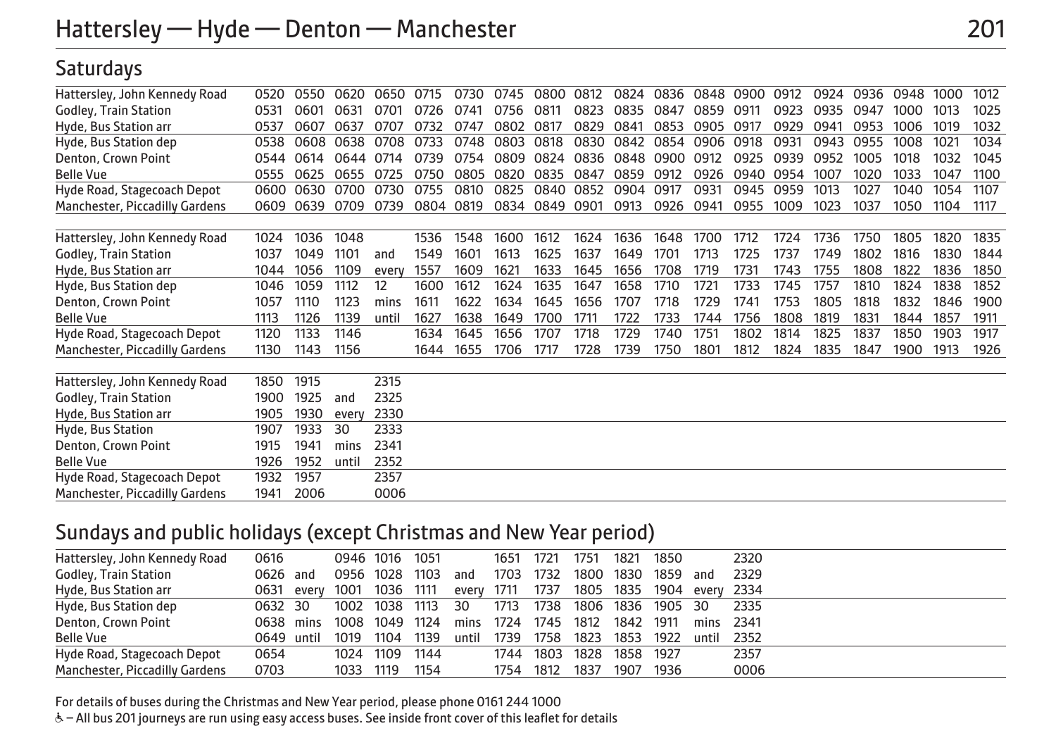# Hattersley — Hyde — Denton — Manchester

## Saturdays

| Hattersley, John Kennedy Road | 0520 | 0550 | 0620 | 0650 | 0715 | 0730 | 0745 | 0800 | 0812 | 0824 | 0836 | 0848 | 0900 | 0912 | 0924 | 0936 | 0948 | 1000 | 1012 |
|---|---|---|---|---|---|---|---|---|---|---|---|---|---|---|---|---|---|---|---|
| Godley, Train Station | 0531 | 0601 | 0631 | 0701 | 0726 | 0741 | 0756 | 0811 | 0823 | 0835 | 0847 | 0859 | 0911 | 0923 | 0935 | 0947 | 1000 | 1013 | 1025 |
| Hyde, Bus Station arr | 0537 | 0607 | 0637 | 0707 | 0732 | 0747 | 0802 | 0817 | 0829 | 0841 | 0853 | 0905 | 0917 | 0929 | 0941 | 0953 | 1006 | 1019 | 1032 |
| Hyde, Bus Station dep | 0538 | 0608 | 0638 | 0708 | 0733 | 0748 | 0803 | 0818 | 0830 | 0842 | 0854 | 0906 | 0918 | 0931 | 0943 | 0955 | 1008 | 1021 | 1034 |
| Denton, Crown Point | 0544 | 0614 | 0644 | 0714 | 0739 | 0754 | 0809 | 0824 | 0836 | 0848 | 0900 | 0912 | 0925 | 0939 | 0952 | 1005 | 1018 | 1032 | 1045 |
| Belle Vue | 0555 | 0625 | 0655 | 0725 | 0750 | 0805 | 0820 | 0835 | 0847 | 0859 | 0912 | 0926 | 0940 | 0954 | 1007 | 1020 | 1033 | 1047 | 1100 |
| Hyde Road, Stagecoach Depot | 0600 | 0630 | 0700 | 0730 | 0755 | 0810 | 0825 | 0840 | 0852 | 0904 | 0917 | 0931 | 0945 | 0959 | 1013 | 1027 | 1040 | 1054 | 1107 |
| Manchester, Piccadilly Gardens | 0609 | 0639 | 0709 | 0739 | 0804 | 0819 | 0834 | 0849 | 0901 | 0913 | 0926 | 0941 | 0955 | 1009 | 1023 | 1037 | 1050 | 1104 | 1117 |

| Hattersley, John Kennedy Road | 1024 | 1036 | 1048 | | 1536 | 1548 | 1600 | 1612 | 1624 | 1636 | 1648 | 1700 | 1712 | 1724 | 1736 | 1750 | 1805 | 1820 | 1835 |
|---|---|---|---|---|---|---|---|---|---|---|---|---|---|---|---|---|---|---|---|
| Godley, Train Station | 1037 | 1049 | 1101 | and | 1549 | 1601 | 1613 | 1625 | 1637 | 1649 | 1701 | 1713 | 1725 | 1737 | 1749 | 1802 | 1816 | 1830 | 1844 |
| Hyde, Bus Station arr | 1044 | 1056 | 1109 | every | 1557 | 1609 | 1621 | 1633 | 1645 | 1656 | 1708 | 1719 | 1731 | 1743 | 1755 | 1808 | 1822 | 1836 | 1850 |
| Hyde, Bus Station dep | 1046 | 1059 | 1112 | 12 | 1600 | 1612 | 1624 | 1635 | 1647 | 1658 | 1710 | 1721 | 1733 | 1745 | 1757 | 1810 | 1824 | 1838 | 1852 |
| Denton, Crown Point | 1057 | 1110 | 1123 | mins | 1611 | 1622 | 1634 | 1645 | 1656 | 1707 | 1718 | 1729 | 1741 | 1753 | 1805 | 1818 | 1832 | 1846 | 1900 |
| Belle Vue | 1113 | 1126 | 1139 | until | 1627 | 1638 | 1649 | 1700 | 1711 | 1722 | 1733 | 1744 | 1756 | 1808 | 1819 | 1831 | 1844 | 1857 | 1911 |
| Hyde Road, Stagecoach Depot | 1120 | 1133 | 1146 | | 1634 | 1645 | 1656 | 1707 | 1718 | 1729 | 1740 | 1751 | 1802 | 1814 | 1825 | 1837 | 1850 | 1903 | 1917 |
| Manchester, Piccadilly Gardens | 1130 | 1143 | 1156 | | 1644 | 1655 | 1706 | 1717 | 1728 | 1739 | 1750 | 1801 | 1812 | 1824 | 1835 | 1847 | 1900 | 1913 | 1926 |

| Hattersley, John Kennedy Road | 1850 | 1915 | | 2315 |
|---|---|---|---|---|
| Godley, Train Station | 1900 | 1925 | and | 2325 |
| Hyde, Bus Station arr | 1905 | 1930 | every | 2330 |
| Hyde, Bus Station | 1907 | 1933 | 30 | 2333 |
| Denton, Crown Point | 1915 | 1941 | mins | 2341 |
| Belle Vue | 1926 | 1952 | until | 2352 |
| Hyde Road, Stagecoach Depot | 1932 | 1957 | | 2357 |
| Manchester, Piccadilly Gardens | 1941 | 2006 | | 0006 |

## Sundays and public holidays (except Christmas and New Year period)

| Hattersley, John Kennedy Road | 0616 | | 0946 | 1016 | 1051 | | 1651 | 1721 | 1751 | 1821 | 1850 | | 2320 |
|---|---|---|---|---|---|---|---|---|---|---|---|---|---|
| Godley, Train Station | 0626 | and | 0956 | 1028 | 1103 | and | 1703 | 1732 | 1800 | 1830 | 1859 | and | 2329 |
| Hyde, Bus Station arr | 0631 | every | 1001 | 1036 | 1111 | every | 1711 | 1737 | 1805 | 1835 | 1904 | every | 2334 |
| Hyde, Bus Station dep | 0632 | 30 | 1002 | 1038 | 1113 | 30 | 1713 | 1738 | 1806 | 1836 | 1905 | 30 | 2335 |
| Denton, Crown Point | 0638 | mins | 1008 | 1049 | 1124 | mins | 1724 | 1745 | 1812 | 1842 | 1911 | mins | 2341 |
| Belle Vue | 0649 | until | 1019 | 1104 | 1139 | until | 1739 | 1758 | 1823 | 1853 | 1922 | until | 2352 |
| Hyde Road, Stagecoach Depot | 0654 | | 1024 | 1109 | 1144 | | 1744 | 1803 | 1828 | 1858 | 1927 | | 2357 |
| Manchester, Piccadilly Gardens | 0703 | | 1033 | 1119 | 1154 | | 1754 | 1812 | 1837 | 1907 | 1936 | | 0006 |

For details of buses during the Christmas and New Year period, please phone 0161 244 1000

♿ – All bus 201 journeys are run using easy access buses. See inside front cover of this leaflet for details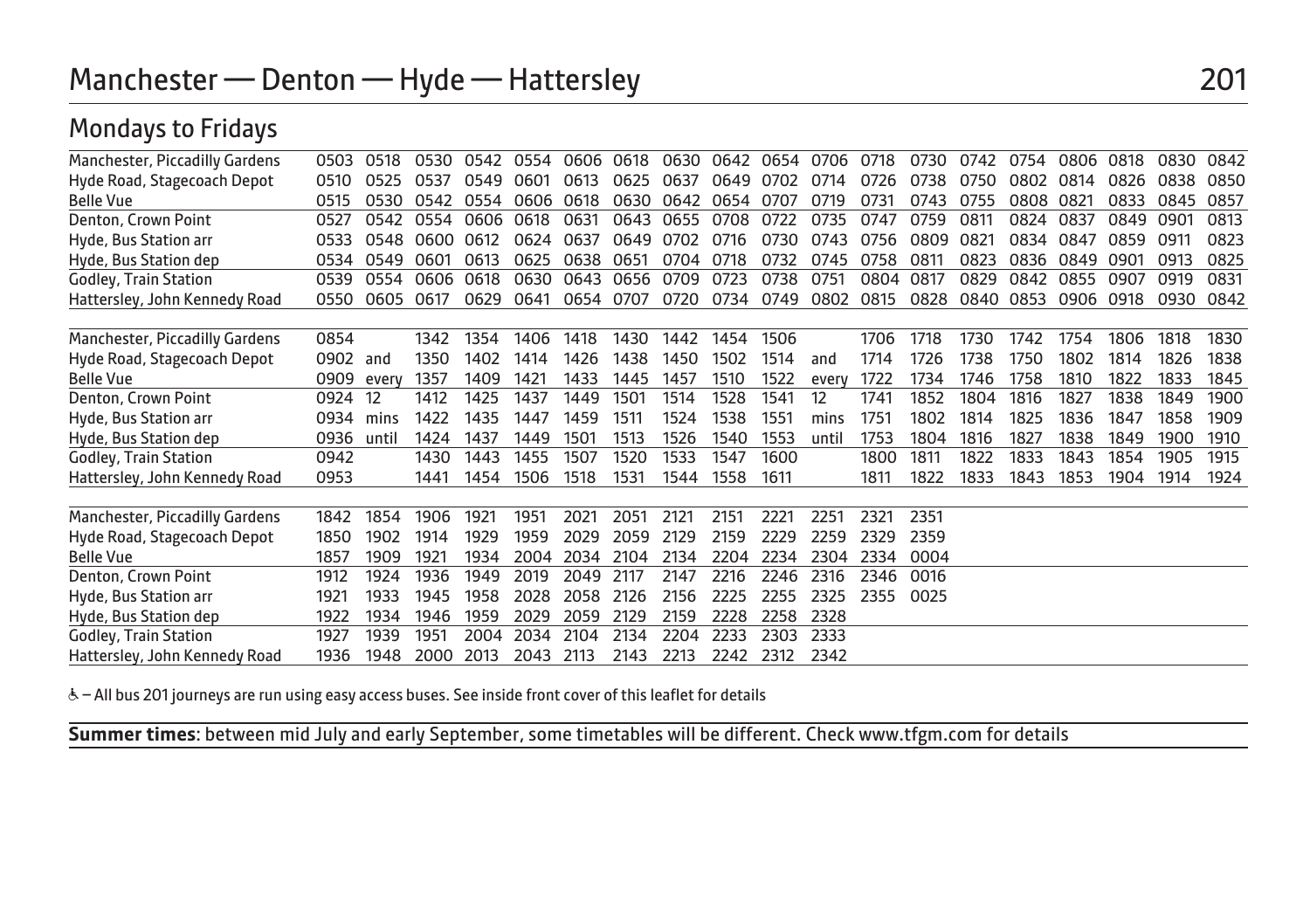# Manchester — Denton — Hyde — Hattersley

## 201

## Mondays to Fridays

| Manchester, Piccadilly Gardens | 0503 | 0518 | 0530 | 0542 | 0554 | 0606 | 0618 | 0630 | 0642 | 0654 | 0706 | 0718 | 0730 | 0742 | 0754 | 0806 | 0818 | 0830 | 0842 |
|---|---|---|---|---|---|---|---|---|---|---|---|---|---|---|---|---|---|---|---|
| Hyde Road, Stagecoach Depot | 0510 | 0525 | 0537 | 0549 | 0601 | 0613 | 0625 | 0637 | 0649 | 0702 | 0714 | 0726 | 0738 | 0750 | 0802 | 0814 | 0826 | 0838 | 0850 |
| Belle Vue | 0515 | 0530 | 0542 | 0554 | 0606 | 0618 | 0630 | 0642 | 0654 | 0707 | 0719 | 0731 | 0743 | 0755 | 0808 | 0821 | 0833 | 0845 | 0857 |
| Denton, Crown Point | 0527 | 0542 | 0554 | 0606 | 0618 | 0631 | 0643 | 0655 | 0708 | 0722 | 0735 | 0747 | 0759 | 0811 | 0824 | 0837 | 0849 | 0901 | 0813 |
| Hyde, Bus Station arr | 0533 | 0548 | 0600 | 0612 | 0624 | 0637 | 0649 | 0702 | 0716 | 0730 | 0743 | 0756 | 0809 | 0821 | 0834 | 0847 | 0859 | 0911 | 0823 |
| Hyde, Bus Station dep | 0534 | 0549 | 0601 | 0613 | 0625 | 0638 | 0651 | 0704 | 0718 | 0732 | 0745 | 0758 | 0811 | 0823 | 0836 | 0849 | 0901 | 0913 | 0825 |
| Godley, Train Station | 0539 | 0554 | 0606 | 0618 | 0630 | 0643 | 0656 | 0709 | 0723 | 0738 | 0751 | 0804 | 0817 | 0829 | 0842 | 0855 | 0907 | 0919 | 0831 |
| Hattersley, John Kennedy Road | 0550 | 0605 | 0617 | 0629 | 0641 | 0654 | 0707 | 0720 | 0734 | 0749 | 0802 | 0815 | 0828 | 0840 | 0853 | 0906 | 0918 | 0930 | 0842 |

| Manchester, Piccadilly Gardens | 0854 | | 1342 | 1354 | 1406 | 1418 | 1430 | 1442 | 1454 | 1506 | | 1706 | 1718 | 1730 | 1742 | 1754 | 1806 | 1818 | 1830 |
|---|---|---|---|---|---|---|---|---|---|---|---|---|---|---|---|---|---|---|---|
| Hyde Road, Stagecoach Depot | 0902 | and | 1350 | 1402 | 1414 | 1426 | 1438 | 1450 | 1502 | 1514 | and | 1714 | 1726 | 1738 | 1750 | 1802 | 1814 | 1826 | 1838 |
| Belle Vue | 0909 | every | 1357 | 1409 | 1421 | 1433 | 1445 | 1457 | 1510 | 1522 | every | 1722 | 1734 | 1746 | 1758 | 1810 | 1822 | 1833 | 1845 |
| Denton, Crown Point | 0924 | 12 | 1412 | 1425 | 1437 | 1449 | 1501 | 1514 | 1528 | 1541 | 12 | 1741 | 1852 | 1804 | 1816 | 1827 | 1838 | 1849 | 1900 |
| Hyde, Bus Station arr | 0934 | mins | 1422 | 1435 | 1447 | 1459 | 1511 | 1524 | 1538 | 1551 | mins | 1751 | 1802 | 1814 | 1825 | 1836 | 1847 | 1858 | 1909 |
| Hyde, Bus Station dep | 0936 | until | 1424 | 1437 | 1449 | 1501 | 1513 | 1526 | 1540 | 1553 | until | 1753 | 1804 | 1816 | 1827 | 1838 | 1849 | 1900 | 1910 |
| Godley, Train Station | 0942 | | 1430 | 1443 | 1455 | 1507 | 1520 | 1533 | 1547 | 1600 | | 1800 | 1811 | 1822 | 1833 | 1843 | 1854 | 1905 | 1915 |
| Hattersley, John Kennedy Road | 0953 | | 1441 | 1454 | 1506 | 1518 | 1531 | 1544 | 1558 | 1611 | | 1811 | 1822 | 1833 | 1843 | 1853 | 1904 | 1914 | 1924 |

| Manchester, Piccadilly Gardens | 1842 | 1854 | 1906 | 1921 | 1951 | 2021 | 2051 | 2121 | 2151 | 2221 | 2251 | 2321 | 2351 |
|---|---|---|---|---|---|---|---|---|---|---|---|---|---|
| Hyde Road, Stagecoach Depot | 1850 | 1902 | 1914 | 1929 | 1959 | 2029 | 2059 | 2129 | 2159 | 2229 | 2259 | 2329 | 2359 |
| Belle Vue | 1857 | 1909 | 1921 | 1934 | 2004 | 2034 | 2104 | 2134 | 2204 | 2234 | 2304 | 2334 | 0004 |
| Denton, Crown Point | 1912 | 1924 | 1936 | 1949 | 2019 | 2049 | 2117 | 2147 | 2216 | 2246 | 2316 | 2346 | 0016 |
| Hyde, Bus Station arr | 1921 | 1933 | 1945 | 1958 | 2028 | 2058 | 2126 | 2156 | 2225 | 2255 | 2325 | 2355 | 0025 |
| Hyde, Bus Station dep | 1922 | 1934 | 1946 | 1959 | 2029 | 2059 | 2129 | 2159 | 2228 | 2258 | 2328 | | |
| Godley, Train Station | 1927 | 1939 | 1951 | 2004 | 2034 | 2104 | 2134 | 2204 | 2233 | 2303 | 2333 | | |
| Hattersley, John Kennedy Road | 1936 | 1948 | 2000 | 2013 | 2043 | 2113 | 2143 | 2213 | 2242 | 2312 | 2342 | | |

♿ – All bus 201 journeys are run using easy access buses. See inside front cover of this leaflet for details

**Summer times**: between mid July and early September, some timetables will be different. Check www.tfgm.com for details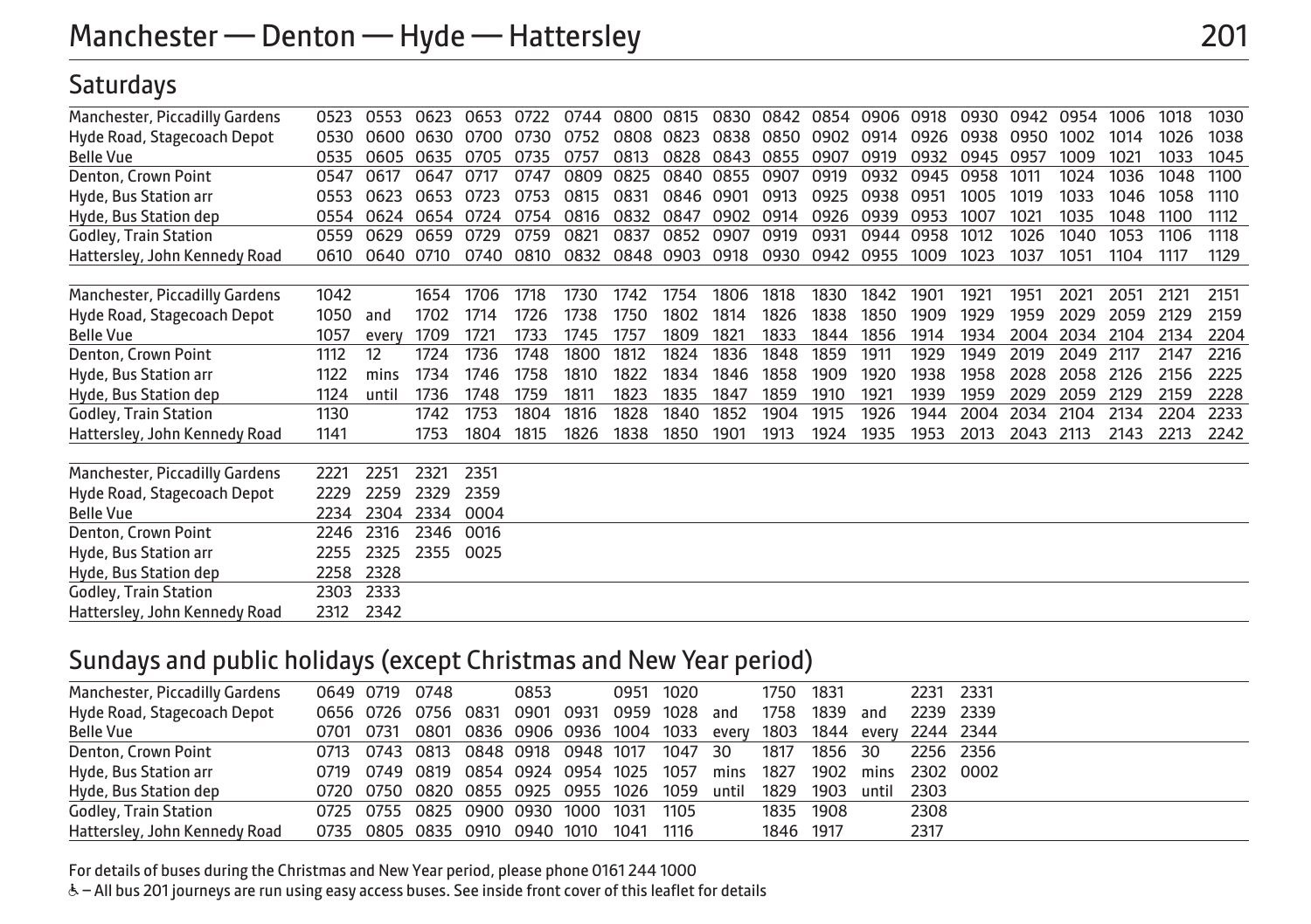# Manchester — Denton — Hyde — Hattersley

## Saturdays

| | | | | | | | | | | | | | | | | | | | |
|---|---|---|---|---|---|---|---|---|---|---|---|---|---|---|---|---|---|---|---|
| Manchester, Piccadilly Gardens | 0523 | 0553 | 0623 | 0653 | 0722 | 0744 | 0800 | 0815 | 0830 | 0842 | 0854 | 0906 | 0918 | 0930 | 0942 | 0954 | 1006 | 1018 | 1030 |
| Hyde Road, Stagecoach Depot | 0530 | 0600 | 0630 | 0700 | 0730 | 0752 | 0808 | 0823 | 0838 | 0850 | 0902 | 0914 | 0926 | 0938 | 0950 | 1002 | 1014 | 1026 | 1038 |
| Belle Vue | 0535 | 0605 | 0635 | 0705 | 0735 | 0757 | 0813 | 0828 | 0843 | 0855 | 0907 | 0919 | 0932 | 0945 | 0957 | 1009 | 1021 | 1033 | 1045 |
| Denton, Crown Point | 0547 | 0617 | 0647 | 0717 | 0747 | 0809 | 0825 | 0840 | 0855 | 0907 | 0919 | 0932 | 0945 | 0958 | 1011 | 1024 | 1036 | 1048 | 1100 |
| Hyde, Bus Station arr | 0553 | 0623 | 0653 | 0723 | 0753 | 0815 | 0831 | 0846 | 0901 | 0913 | 0925 | 0938 | 0951 | 1005 | 1019 | 1033 | 1046 | 1058 | 1110 |
| Hyde, Bus Station dep | 0554 | 0624 | 0654 | 0724 | 0754 | 0816 | 0832 | 0847 | 0902 | 0914 | 0926 | 0939 | 0953 | 1007 | 1021 | 1035 | 1048 | 1100 | 1112 |
| Godley, Train Station | 0559 | 0629 | 0659 | 0729 | 0759 | 0821 | 0837 | 0852 | 0907 | 0919 | 0931 | 0944 | 0958 | 1012 | 1026 | 1040 | 1053 | 1106 | 1118 |
| Hattersley, John Kennedy Road | 0610 | 0640 | 0710 | 0740 | 0810 | 0832 | 0848 | 0903 | 0918 | 0930 | 0942 | 0955 | 1009 | 1023 | 1037 | 1051 | 1104 | 1117 | 1129 |

| | | | | | | | | | | | | | | | | | | | |
|---|---|---|---|---|---|---|---|---|---|---|---|---|---|---|---|---|---|---|---|
| Manchester, Piccadilly Gardens | 1042 | | 1654 | 1706 | 1718 | 1730 | 1742 | 1754 | 1806 | 1818 | 1830 | 1842 | 1901 | 1921 | 1951 | 2021 | 2051 | 2121 | 2151 |
| Hyde Road, Stagecoach Depot | 1050 | and | 1702 | 1714 | 1726 | 1738 | 1750 | 1802 | 1814 | 1826 | 1838 | 1850 | 1909 | 1929 | 1959 | 2029 | 2059 | 2129 | 2159 |
| Belle Vue | 1057 | every | 1709 | 1721 | 1733 | 1745 | 1757 | 1809 | 1821 | 1833 | 1844 | 1856 | 1914 | 1934 | 2004 | 2034 | 2104 | 2134 | 2204 |
| Denton, Crown Point | 1112 | 12 | 1724 | 1736 | 1748 | 1800 | 1812 | 1824 | 1836 | 1848 | 1859 | 1911 | 1929 | 1949 | 2019 | 2049 | 2117 | 2147 | 2216 |
| Hyde, Bus Station arr | 1122 | mins | 1734 | 1746 | 1758 | 1810 | 1822 | 1834 | 1846 | 1858 | 1909 | 1920 | 1938 | 1958 | 2028 | 2058 | 2126 | 2156 | 2225 |
| Hyde, Bus Station dep | 1124 | until | 1736 | 1748 | 1759 | 1811 | 1823 | 1835 | 1847 | 1859 | 1910 | 1921 | 1939 | 1959 | 2029 | 2059 | 2129 | 2159 | 2228 |
| Godley, Train Station | 1130 | | 1742 | 1753 | 1804 | 1816 | 1828 | 1840 | 1852 | 1904 | 1915 | 1926 | 1944 | 2004 | 2034 | 2104 | 2134 | 2204 | 2233 |
| Hattersley, John Kennedy Road | 1141 | | 1753 | 1804 | 1815 | 1826 | 1838 | 1850 | 1901 | 1913 | 1924 | 1935 | 1953 | 2013 | 2043 | 2113 | 2143 | 2213 | 2242 |

| | | | | |
|---|---|---|---|---|
| Manchester, Piccadilly Gardens | 2221 | 2251 | 2321 | 2351 |
| Hyde Road, Stagecoach Depot | 2229 | 2259 | 2329 | 2359 |
| Belle Vue | 2234 | 2304 | 2334 | 0004 |
| Denton, Crown Point | 2246 | 2316 | 2346 | 0016 |
| Hyde, Bus Station arr | 2255 | 2325 | 2355 | 0025 |
| Hyde, Bus Station dep | 2258 | 2328 | | |
| Godley, Train Station | 2303 | 2333 | | |
| Hattersley, John Kennedy Road | 2312 | 2342 | | |

## Sundays and public holidays (except Christmas and New Year period)

| | | | | | | | | | | | | | | |
|---|---|---|---|---|---|---|---|---|---|---|---|---|---|---|
| Manchester, Piccadilly Gardens | 0649 | 0719 | 0748 | | 0853 | | 0951 | 1020 | | 1750 | 1831 | | 2231 | 2331 |
| Hyde Road, Stagecoach Depot | 0656 | 0726 | 0756 | 0831 | 0901 | 0931 | 0959 | 1028 | and | 1758 | 1839 | and | 2239 | 2339 |
| Belle Vue | 0701 | 0731 | 0801 | 0836 | 0906 | 0936 | 1004 | 1033 | every | 1803 | 1844 | every | 2244 | 2344 |
| Denton, Crown Point | 0713 | 0743 | 0813 | 0848 | 0918 | 0948 | 1017 | 1047 | 30 | 1817 | 1856 | 30 | 2256 | 2356 |
| Hyde, Bus Station arr | 0719 | 0749 | 0819 | 0854 | 0924 | 0954 | 1025 | 1057 | mins | 1827 | 1902 | mins | 2302 | 0002 |
| Hyde, Bus Station dep | 0720 | 0750 | 0820 | 0855 | 0925 | 0955 | 1026 | 1059 | until | 1829 | 1903 | until | 2303 | |
| Godley, Train Station | 0725 | 0755 | 0825 | 0900 | 0930 | 1000 | 1031 | 1105 | | 1835 | 1908 | | 2308 | |
| Hattersley, John Kennedy Road | 0735 | 0805 | 0835 | 0910 | 0940 | 1010 | 1041 | 1116 | | 1846 | 1917 | | 2317 | |

For details of buses during the Christmas and New Year period, please phone 0161 244 1000

♿ – All bus 201 journeys are run using easy access buses. See inside front cover of this leaflet for details